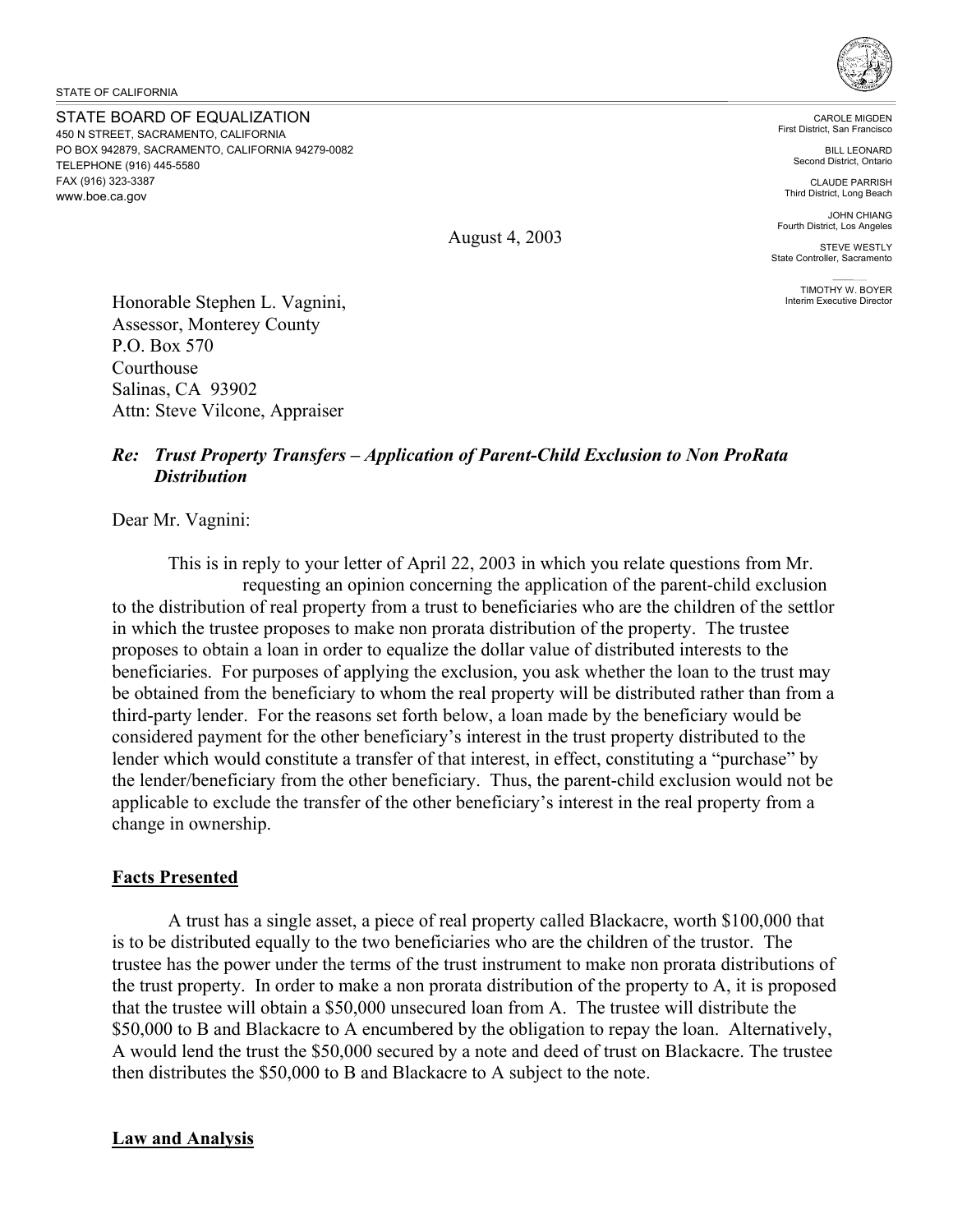STATE OF CALIFORNIA

STATE BOARD OF EQUALIZATION
450 N STREET, SACRAMENTO, CALIFORNIA
PO BOX 942879, SACRAMENTO, CALIFORNIA 94279-0082
TELEPHONE (916) 445-5580
FAX (916) 323-3387
www.boe.ca.gov

CAROLE MIGDEN
First District, San Francisco

BILL LEONARD
Second District, Ontario

CLAUDE PARRISH
Third District, Long Beach

JOHN CHIANG
Fourth District, Los Angeles

STEVE WESTLY
State Controller, Sacramento

TIMOTHY W. BOYER
Interim Executive Director

August 4, 2003

Honorable Stephen L. Vagnini,
Assessor, Monterey County
P.O. Box 570
Courthouse
Salinas, CA 93902
Attn: Steve Vilcone, Appraiser

***Re: Trust Property Transfers – Application of Parent-Child Exclusion to Non ProRata Distribution***

Dear Mr. Vagnini:

This is in reply to your letter of April 22, 2003 in which you relate questions from Mr. requesting an opinion concerning the application of the parent-child exclusion to the distribution of real property from a trust to beneficiaries who are the children of the settlor in which the trustee proposes to make non prorata distribution of the property. The trustee proposes to obtain a loan in order to equalize the dollar value of distributed interests to the beneficiaries. For purposes of applying the exclusion, you ask whether the loan to the trust may be obtained from the beneficiary to whom the real property will be distributed rather than from a third-party lender. For the reasons set forth below, a loan made by the beneficiary would be considered payment for the other beneficiary's interest in the trust property distributed to the lender which would constitute a transfer of that interest, in effect, constituting a "purchase" by the lender/beneficiary from the other beneficiary. Thus, the parent-child exclusion would not be applicable to exclude the transfer of the other beneficiary's interest in the real property from a change in ownership.

**Facts Presented**

A trust has a single asset, a piece of real property called Blackacre, worth $100,000 that is to be distributed equally to the two beneficiaries who are the children of the trustor. The trustee has the power under the terms of the trust instrument to make non prorata distributions of the trust property. In order to make a non prorata distribution of the property to A, it is proposed that the trustee will obtain a $50,000 unsecured loan from A. The trustee will distribute the $50,000 to B and Blackacre to A encumbered by the obligation to repay the loan. Alternatively, A would lend the trust the $50,000 secured by a note and deed of trust on Blackacre. The trustee then distributes the $50,000 to B and Blackacre to A subject to the note.

**Law and Analysis**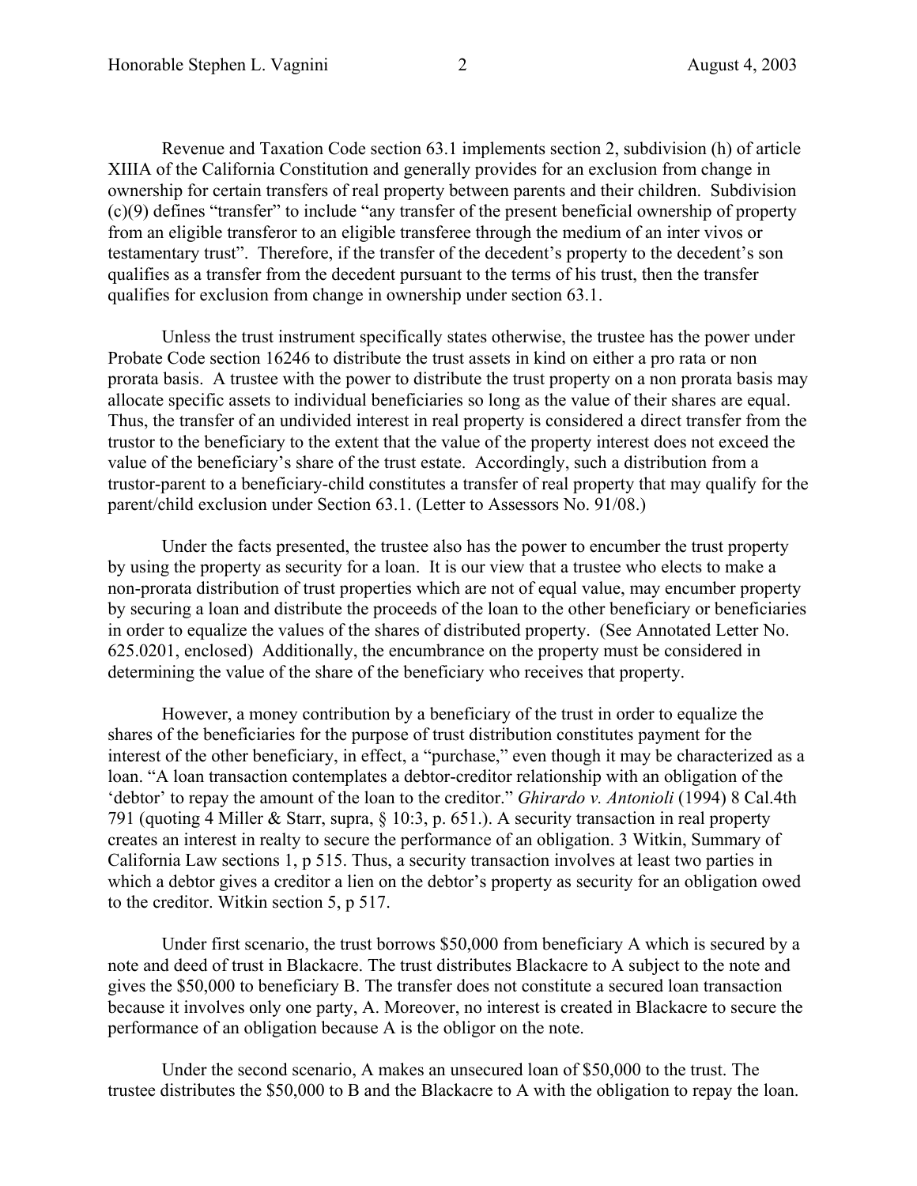Revenue and Taxation Code section 63.1 implements section 2, subdivision (h) of article XIIIA of the California Constitution and generally provides for an exclusion from change in ownership for certain transfers of real property between parents and their children. Subdivision (c)(9) defines "transfer" to include "any transfer of the present beneficial ownership of property from an eligible transferor to an eligible transferee through the medium of an inter vivos or testamentary trust". Therefore, if the transfer of the decedent's property to the decedent's son qualifies as a transfer from the decedent pursuant to the terms of his trust, then the transfer qualifies for exclusion from change in ownership under section 63.1.

Unless the trust instrument specifically states otherwise, the trustee has the power under Probate Code section 16246 to distribute the trust assets in kind on either a pro rata or non prorata basis. A trustee with the power to distribute the trust property on a non prorata basis may allocate specific assets to individual beneficiaries so long as the value of their shares are equal. Thus, the transfer of an undivided interest in real property is considered a direct transfer from the trustor to the beneficiary to the extent that the value of the property interest does not exceed the value of the beneficiary's share of the trust estate. Accordingly, such a distribution from a trustor-parent to a beneficiary-child constitutes a transfer of real property that may qualify for the parent/child exclusion under Section 63.1. (Letter to Assessors No. 91/08.)

Under the facts presented, the trustee also has the power to encumber the trust property by using the property as security for a loan. It is our view that a trustee who elects to make a non-prorata distribution of trust properties which are not of equal value, may encumber property by securing a loan and distribute the proceeds of the loan to the other beneficiary or beneficiaries in order to equalize the values of the shares of distributed property. (See Annotated Letter No. 625.0201, enclosed) Additionally, the encumbrance on the property must be considered in determining the value of the share of the beneficiary who receives that property.

However, a money contribution by a beneficiary of the trust in order to equalize the shares of the beneficiaries for the purpose of trust distribution constitutes payment for the interest of the other beneficiary, in effect, a "purchase," even though it may be characterized as a loan. "A loan transaction contemplates a debtor-creditor relationship with an obligation of the 'debtor' to repay the amount of the loan to the creditor." *Ghirardo v. Antonioli* (1994) 8 Cal.4th 791 (quoting 4 Miller & Starr, supra, § 10:3, p. 651.). A security transaction in real property creates an interest in realty to secure the performance of an obligation. 3 Witkin, Summary of California Law sections 1, p 515. Thus, a security transaction involves at least two parties in which a debtor gives a creditor a lien on the debtor's property as security for an obligation owed to the creditor. Witkin section 5, p 517.

Under first scenario, the trust borrows $50,000 from beneficiary A which is secured by a note and deed of trust in Blackacre. The trust distributes Blackacre to A subject to the note and gives the $50,000 to beneficiary B. The transfer does not constitute a secured loan transaction because it involves only one party, A. Moreover, no interest is created in Blackacre to secure the performance of an obligation because A is the obligor on the note.

Under the second scenario, A makes an unsecured loan of $50,000 to the trust. The trustee distributes the $50,000 to B and the Blackacre to A with the obligation to repay the loan.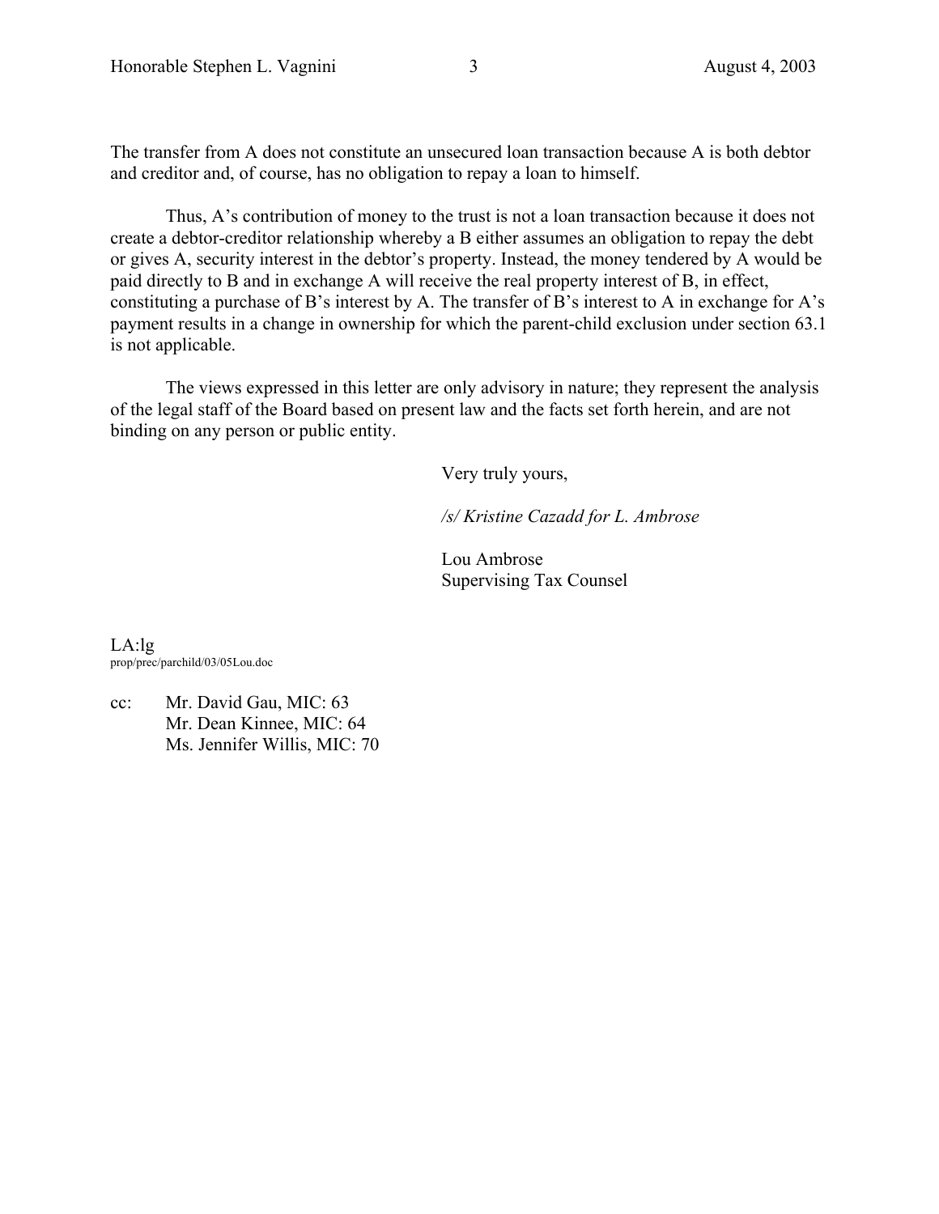The transfer from A does not constitute an unsecured loan transaction because A is both debtor and creditor and, of course, has no obligation to repay a loan to himself.

Thus, A's contribution of money to the trust is not a loan transaction because it does not create a debtor-creditor relationship whereby a B either assumes an obligation to repay the debt or gives A, security interest in the debtor's property. Instead, the money tendered by A would be paid directly to B and in exchange A will receive the real property interest of B, in effect, constituting a purchase of B's interest by A. The transfer of B's interest to A in exchange for A's payment results in a change in ownership for which the parent-child exclusion under section 63.1 is not applicable.

The views expressed in this letter are only advisory in nature; they represent the analysis of the legal staff of the Board based on present law and the facts set forth herein, and are not binding on any person or public entity.

Very truly yours,

*/s/ Kristine Cazadd for L. Ambrose*

Lou Ambrose
Supervising Tax Counsel

LA:lg
prop/prec/parchild/03/05Lou.doc

cc: Mr. David Gau, MIC: 63
Mr. Dean Kinnee, MIC: 64
Ms. Jennifer Willis, MIC: 70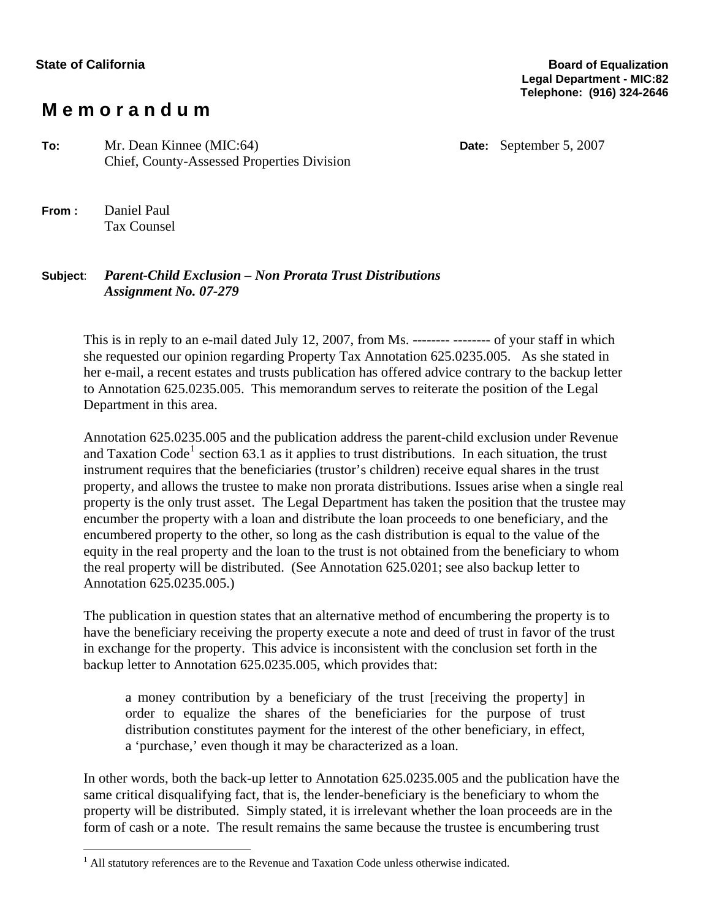State of California

**Board of Equalization**
**Legal Department - MIC:82**
**Telephone: (916) 324-2646**

# M e m o r a n d u m

**To:** Mr. Dean Kinnee (MIC:64)
Chief, County-Assessed Properties Division

**Date:** September 5, 2007

**From :** Daniel Paul
Tax Counsel

**Subject**: ***Parent-Child Exclusion – Non Prorata Trust Distributions***
***Assignment No. 07-279***

This is in reply to an e-mail dated July 12, 2007, from Ms. -------- -------- of your staff in which she requested our opinion regarding Property Tax Annotation 625.0235.005. As she stated in her e-mail, a recent estates and trusts publication has offered advice contrary to the backup letter to Annotation 625.0235.005. This memorandum serves to reiterate the position of the Legal Department in this area.

Annotation 625.0235.005 and the publication address the parent-child exclusion under Revenue and Taxation Code[1] section 63.1 as it applies to trust distributions. In each situation, the trust instrument requires that the beneficiaries (trustor's children) receive equal shares in the trust property, and allows the trustee to make non prorata distributions. Issues arise when a single real property is the only trust asset. The Legal Department has taken the position that the trustee may encumber the property with a loan and distribute the loan proceeds to one beneficiary, and the encumbered property to the other, so long as the cash distribution is equal to the value of the equity in the real property and the loan to the trust is not obtained from the beneficiary to whom the real property will be distributed. (See Annotation 625.0201; see also backup letter to Annotation 625.0235.005.)

The publication in question states that an alternative method of encumbering the property is to have the beneficiary receiving the property execute a note and deed of trust in favor of the trust in exchange for the property. This advice is inconsistent with the conclusion set forth in the backup letter to Annotation 625.0235.005, which provides that:

> a money contribution by a beneficiary of the trust [receiving the property] in order to equalize the shares of the beneficiaries for the purpose of trust distribution constitutes payment for the interest of the other beneficiary, in effect, a 'purchase,' even though it may be characterized as a loan.

In other words, both the back-up letter to Annotation 625.0235.005 and the publication have the same critical disqualifying fact, that is, the lender-beneficiary is the beneficiary to whom the property will be distributed. Simply stated, it is irrelevant whether the loan proceeds are in the form of cash or a note. The result remains the same because the trustee is encumbering trust

---

[1] All statutory references are to the Revenue and Taxation Code unless otherwise indicated.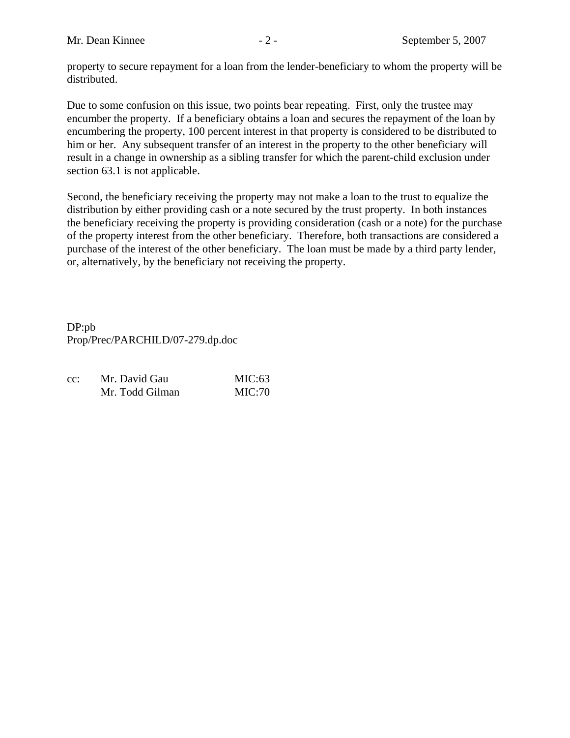property to secure repayment for a loan from the lender-beneficiary to whom the property will be distributed.

Due to some confusion on this issue, two points bear repeating. First, only the trustee may encumber the property. If a beneficiary obtains a loan and secures the repayment of the loan by encumbering the property, 100 percent interest in that property is considered to be distributed to him or her. Any subsequent transfer of an interest in the property to the other beneficiary will result in a change in ownership as a sibling transfer for which the parent-child exclusion under section 63.1 is not applicable.

Second, the beneficiary receiving the property may not make a loan to the trust to equalize the distribution by either providing cash or a note secured by the trust property. In both instances the beneficiary receiving the property is providing consideration (cash or a note) for the purchase of the property interest from the other beneficiary. Therefore, both transactions are considered a purchase of the interest of the other beneficiary. The loan must be made by a third party lender, or, alternatively, by the beneficiary not receiving the property.

DP:pb
Prop/Prec/PARCHILD/07-279.dp.doc

| cc: | Mr. David Gau | MIC:63 |
|---|---|---|
| | Mr. Todd Gilman | MIC:70 |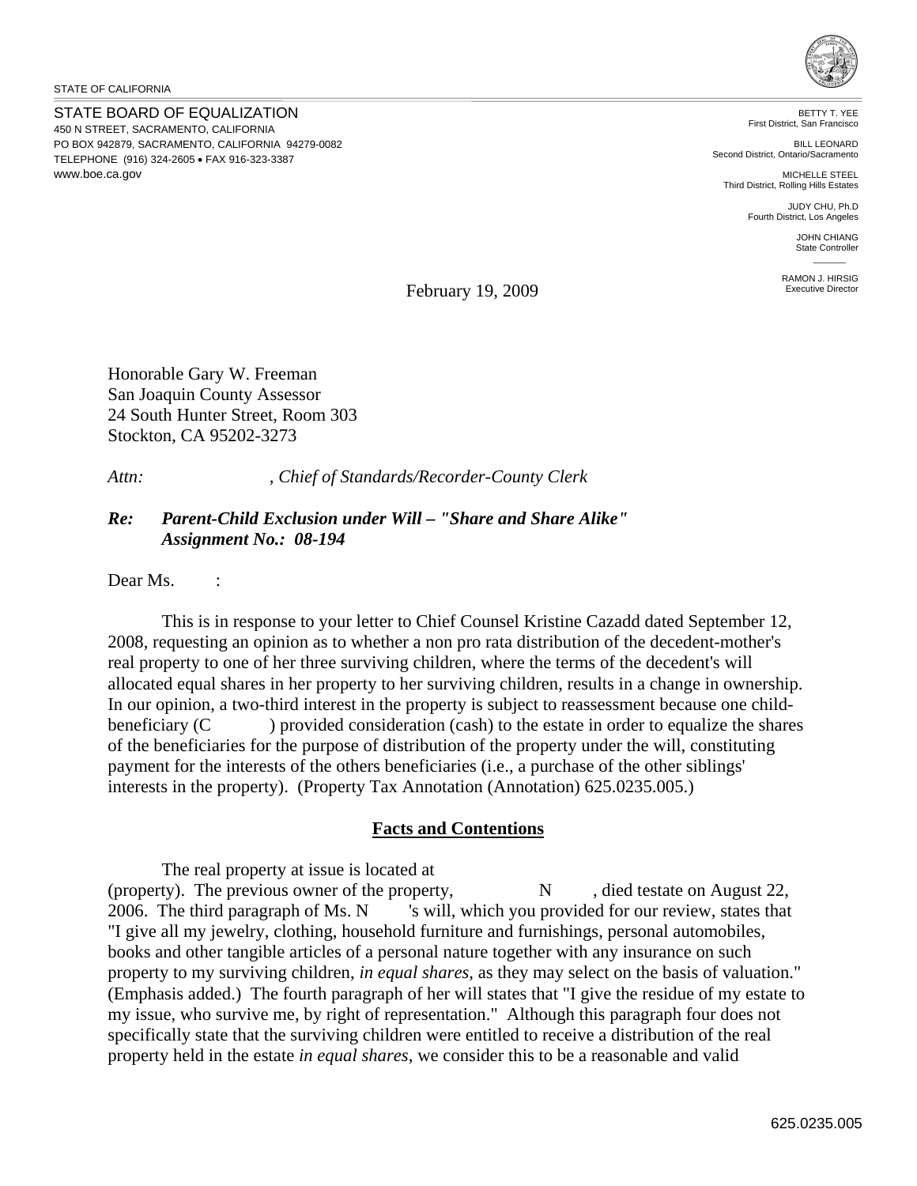STATE OF CALIFORNIA

STATE BOARD OF EQUALIZATION
450 N STREET, SACRAMENTO, CALIFORNIA
PO BOX 942879, SACRAMENTO, CALIFORNIA 94279-0082
TELEPHONE (916) 324-2605 • FAX 916-323-3387
www.boe.ca.gov

BETTY T. YEE
First District, San Francisco

BILL LEONARD
Second District, Ontario/Sacramento

MICHELLE STEEL
Third District, Rolling Hills Estates

JUDY CHU, Ph.D
Fourth District, Los Angeles

JOHN CHIANG
State Controller

RAMON J. HIRSIG
Executive Director

February 19, 2009

Honorable Gary W. Freeman
San Joaquin County Assessor
24 South Hunter Street, Room 303
Stockton, CA 95202-3273

*Attn: , Chief of Standards/Recorder-County Clerk*

***Re: Parent-Child Exclusion under Will – "Share and Share Alike"***
***Assignment No.: 08-194***

Dear Ms. :

This is in response to your letter to Chief Counsel Kristine Cazadd dated September 12, 2008, requesting an opinion as to whether a non pro rata distribution of the decedent-mother's real property to one of her three surviving children, where the terms of the decedent's will allocated equal shares in her property to her surviving children, results in a change in ownership. In our opinion, a two-third interest in the property is subject to reassessment because one child-beneficiary (C ) provided consideration (cash) to the estate in order to equalize the shares of the beneficiaries for the purpose of distribution of the property under the will, constituting payment for the interests of the others beneficiaries (i.e., a purchase of the other siblings' interests in the property). (Property Tax Annotation (Annotation) 625.0235.005.)

## Facts and Contentions

The real property at issue is located at (property). The previous owner of the property, N , died testate on August 22, 2006. The third paragraph of Ms. N 's will, which you provided for our review, states that "I give all my jewelry, clothing, household furniture and furnishings, personal automobiles, books and other tangible articles of a personal nature together with any insurance on such property to my surviving children, *in equal shares*, as they may select on the basis of valuation." (Emphasis added.) The fourth paragraph of her will states that "I give the residue of my estate to my issue, who survive me, by right of representation." Although this paragraph four does not specifically state that the surviving children were entitled to receive a distribution of the real property held in the estate *in equal shares*, we consider this to be a reasonable and valid

625.0235.005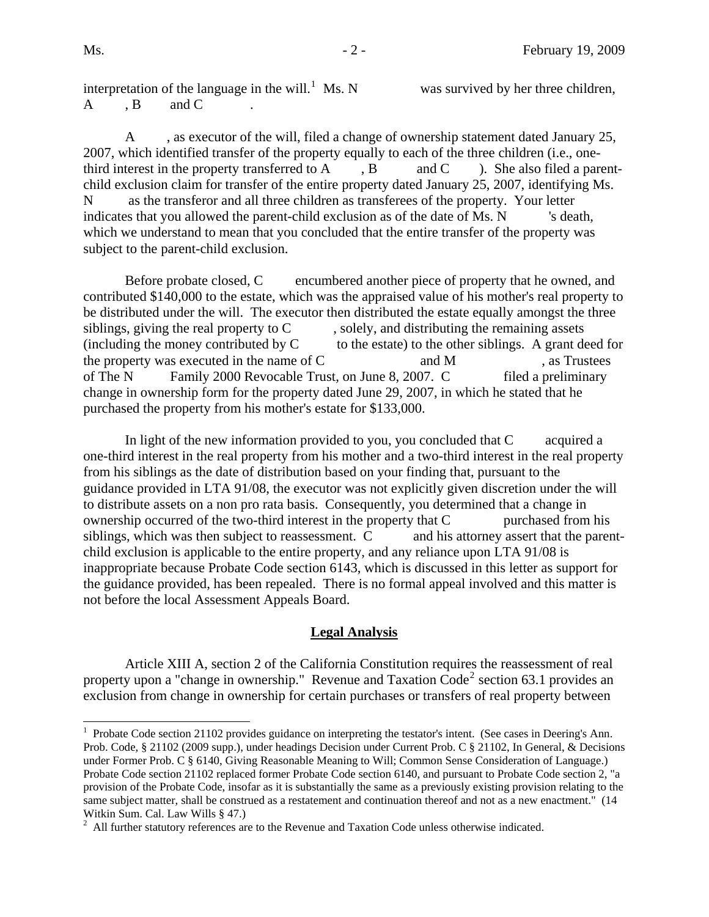interpretation of the language in the will.[1] Ms. N was survived by her three children, A , B and C .

A , as executor of the will, filed a change of ownership statement dated January 25, 2007, which identified transfer of the property equally to each of the three children (i.e., one-third interest in the property transferred to A , B and C ). She also filed a parent-child exclusion claim for transfer of the entire property dated January 25, 2007, identifying Ms. N as the transferor and all three children as transferees of the property. Your letter indicates that you allowed the parent-child exclusion as of the date of Ms. N 's death, which we understand to mean that you concluded that the entire transfer of the property was subject to the parent-child exclusion.

Before probate closed, C encumbered another piece of property that he owned, and contributed $140,000 to the estate, which was the appraised value of his mother's real property to be distributed under the will. The executor then distributed the estate equally amongst the three siblings, giving the real property to C , solely, and distributing the remaining assets (including the money contributed by C to the estate) to the other siblings. A grant deed for the property was executed in the name of C and M , as Trustees of The N Family 2000 Revocable Trust, on June 8, 2007. C filed a preliminary change in ownership form for the property dated June 29, 2007, in which he stated that he purchased the property from his mother's estate for $133,000.

In light of the new information provided to you, you concluded that C acquired a one-third interest in the real property from his mother and a two-third interest in the real property from his siblings as the date of distribution based on your finding that, pursuant to the guidance provided in LTA 91/08, the executor was not explicitly given discretion under the will to distribute assets on a non pro rata basis. Consequently, you determined that a change in ownership occurred of the two-third interest in the property that C purchased from his siblings, which was then subject to reassessment. C and his attorney assert that the parent-child exclusion is applicable to the entire property, and any reliance upon LTA 91/08 is inappropriate because Probate Code section 6143, which is discussed in this letter as support for the guidance provided, has been repealed. There is no formal appeal involved and this matter is not before the local Assessment Appeals Board.

## Legal Analysis

Article XIII A, section 2 of the California Constitution requires the reassessment of real property upon a "change in ownership." Revenue and Taxation Code[2] section 63.1 provides an exclusion from change in ownership for certain purchases or transfers of real property between

---

[1] Probate Code section 21102 provides guidance on interpreting the testator's intent. (See cases in Deering's Ann. Prob. Code, § 21102 (2009 supp.), under headings Decision under Current Prob. C § 21102, In General, & Decisions under Former Prob. C § 6140, Giving Reasonable Meaning to Will; Common Sense Consideration of Language.) Probate Code section 21102 replaced former Probate Code section 6140, and pursuant to Probate Code section 2, "a provision of the Probate Code, insofar as it is substantially the same as a previously existing provision relating to the same subject matter, shall be construed as a restatement and continuation thereof and not as a new enactment." (14 Witkin Sum. Cal. Law Wills § 47.)

[2] All further statutory references are to the Revenue and Taxation Code unless otherwise indicated.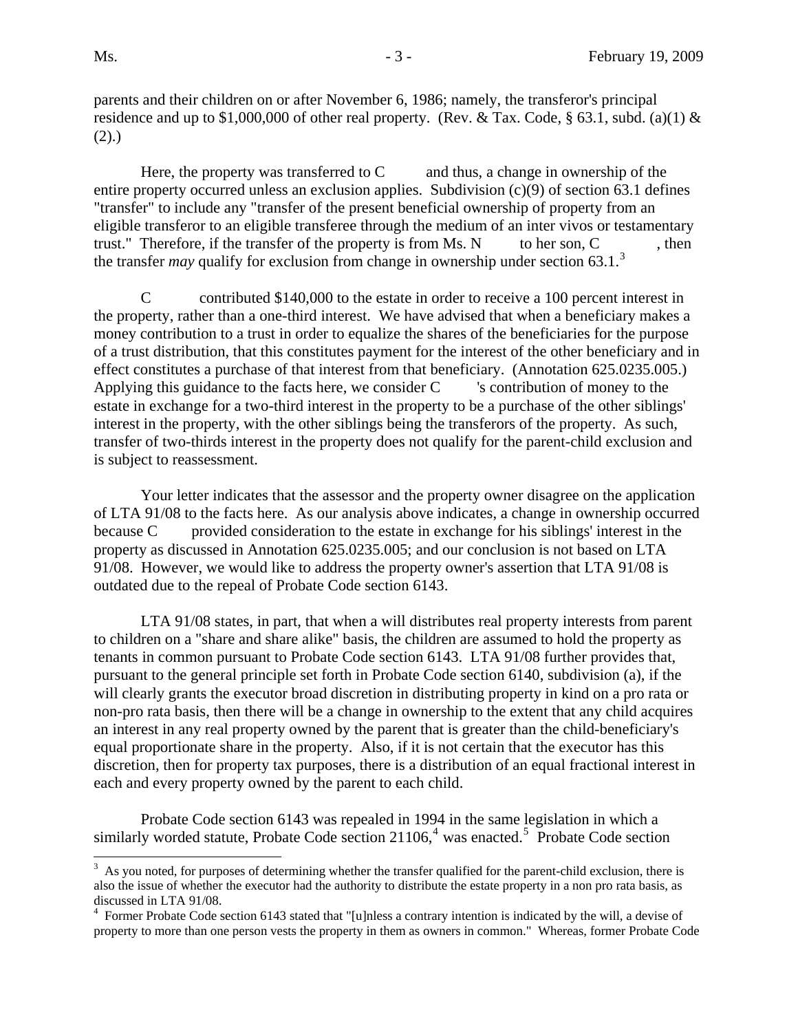parents and their children on or after November 6, 1986; namely, the transferor's principal residence and up to $1,000,000 of other real property. (Rev. & Tax. Code, § 63.1, subd. (a)(1) & (2).)

Here, the property was transferred to C          and thus, a change in ownership of the entire property occurred unless an exclusion applies. Subdivision (c)(9) of section 63.1 defines "transfer" to include any "transfer of the present beneficial ownership of property from an eligible transferor to an eligible transferee through the medium of an inter vivos or testamentary trust." Therefore, if the transfer of the property is from Ms. N          to her son, C          , then the transfer *may* qualify for exclusion from change in ownership under section 63.1.[3]

C          contributed $140,000 to the estate in order to receive a 100 percent interest in the property, rather than a one-third interest. We have advised that when a beneficiary makes a money contribution to a trust in order to equalize the shares of the beneficiaries for the purpose of a trust distribution, that this constitutes payment for the interest of the other beneficiary and in effect constitutes a purchase of that interest from that beneficiary. (Annotation 625.0235.005.) Applying this guidance to the facts here, we consider C          's contribution of money to the estate in exchange for a two-third interest in the property to be a purchase of the other siblings' interest in the property, with the other siblings being the transferors of the property. As such, transfer of two-thirds interest in the property does not qualify for the parent-child exclusion and is subject to reassessment.

Your letter indicates that the assessor and the property owner disagree on the application of LTA 91/08 to the facts here. As our analysis above indicates, a change in ownership occurred because C          provided consideration to the estate in exchange for his siblings' interest in the property as discussed in Annotation 625.0235.005; and our conclusion is not based on LTA 91/08. However, we would like to address the property owner's assertion that LTA 91/08 is outdated due to the repeal of Probate Code section 6143.

LTA 91/08 states, in part, that when a will distributes real property interests from parent to children on a "share and share alike" basis, the children are assumed to hold the property as tenants in common pursuant to Probate Code section 6143. LTA 91/08 further provides that, pursuant to the general principle set forth in Probate Code section 6140, subdivision (a), if the will clearly grants the executor broad discretion in distributing property in kind on a pro rata or non-pro rata basis, then there will be a change in ownership to the extent that any child acquires an interest in any real property owned by the parent that is greater than the child-beneficiary's equal proportionate share in the property. Also, if it is not certain that the executor has this discretion, then for property tax purposes, there is a distribution of an equal fractional interest in each and every property owned by the parent to each child.

Probate Code section 6143 was repealed in 1994 in the same legislation in which a similarly worded statute, Probate Code section 21106,[4] was enacted.[5] Probate Code section

---

[3] As you noted, for purposes of determining whether the transfer qualified for the parent-child exclusion, there is also the issue of whether the executor had the authority to distribute the estate property in a non pro rata basis, as discussed in LTA 91/08.

[4] Former Probate Code section 6143 stated that "[u]nless a contrary intention is indicated by the will, a devise of property to more than one person vests the property in them as owners in common." Whereas, former Probate Code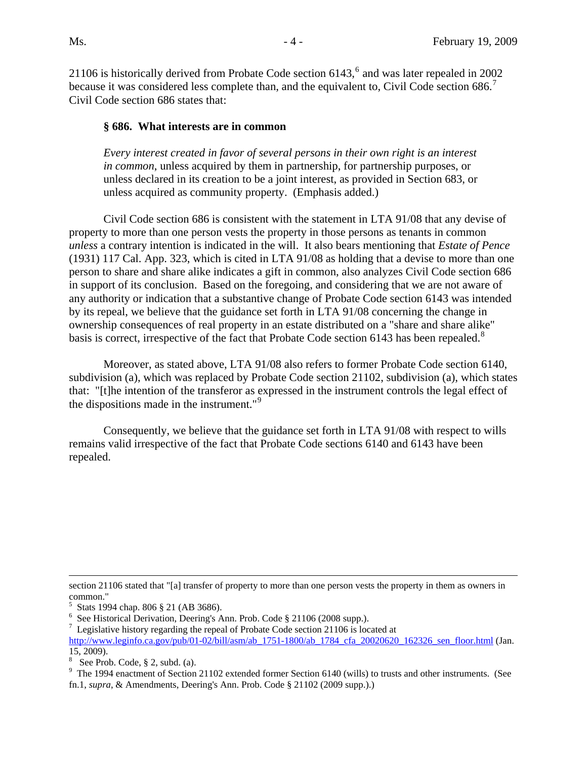21106 is historically derived from Probate Code section 6143,[6] and was later repealed in 2002 because it was considered less complete than, and the equivalent to, Civil Code section 686.[7] Civil Code section 686 states that:

> **§ 686. What interests are in common**
>
> *Every interest created in favor of several persons in their own right is an interest in common*, unless acquired by them in partnership, for partnership purposes, or unless declared in its creation to be a joint interest, as provided in Section 683, or unless acquired as community property. (Emphasis added.)

Civil Code section 686 is consistent with the statement in LTA 91/08 that any devise of property to more than one person vests the property in those persons as tenants in common *unless* a contrary intention is indicated in the will. It also bears mentioning that *Estate of Pence* (1931) 117 Cal. App. 323, which is cited in LTA 91/08 as holding that a devise to more than one person to share and share alike indicates a gift in common, also analyzes Civil Code section 686 in support of its conclusion. Based on the foregoing, and considering that we are not aware of any authority or indication that a substantive change of Probate Code section 6143 was intended by its repeal, we believe that the guidance set forth in LTA 91/08 concerning the change in ownership consequences of real property in an estate distributed on a "share and share alike" basis is correct, irrespective of the fact that Probate Code section 6143 has been repealed.[8]

Moreover, as stated above, LTA 91/08 also refers to former Probate Code section 6140, subdivision (a), which was replaced by Probate Code section 21102, subdivision (a), which states that: "[t]he intention of the transferor as expressed in the instrument controls the legal effect of the dispositions made in the instrument."[9]

Consequently, we believe that the guidance set forth in LTA 91/08 with respect to wills remains valid irrespective of the fact that Probate Code sections 6140 and 6143 have been repealed.

---

section 21106 stated that "[a] transfer of property to more than one person vests the property in them as owners in common."

[5] Stats 1994 chap. 806 § 21 (AB 3686).

[6] See Historical Derivation, Deering's Ann. Prob. Code § 21106 (2008 supp.).

[7] Legislative history regarding the repeal of Probate Code section 21106 is located at http://www.leginfo.ca.gov/pub/01-02/bill/asm/ab_1751-1800/ab_1784_cfa_20020620_162326_sen_floor.html (Jan. 15, 2009).

[8] See Prob. Code, § 2, subd. (a).

[9] The 1994 enactment of Section 21102 extended former Section 6140 (wills) to trusts and other instruments. (See fn.1, *supra*, & Amendments, Deering's Ann. Prob. Code § 21102 (2009 supp.).)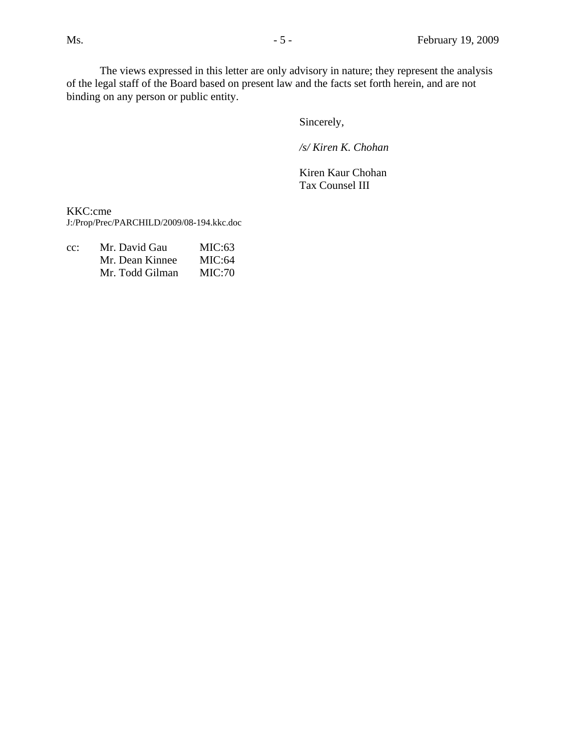The views expressed in this letter are only advisory in nature; they represent the analysis of the legal staff of the Board based on present law and the facts set forth herein, and are not binding on any person or public entity.

Sincerely,

*/s/ Kiren K. Chohan*

Kiren Kaur Chohan
Tax Counsel III

KKC:cme
J:/Prop/Prec/PARCHILD/2009/08-194.kkc.doc

| | | |
|---|---|---|
| cc: | Mr. David Gau | MIC:63 |
| | Mr. Dean Kinnee | MIC:64 |
| | Mr. Todd Gilman | MIC:70 |